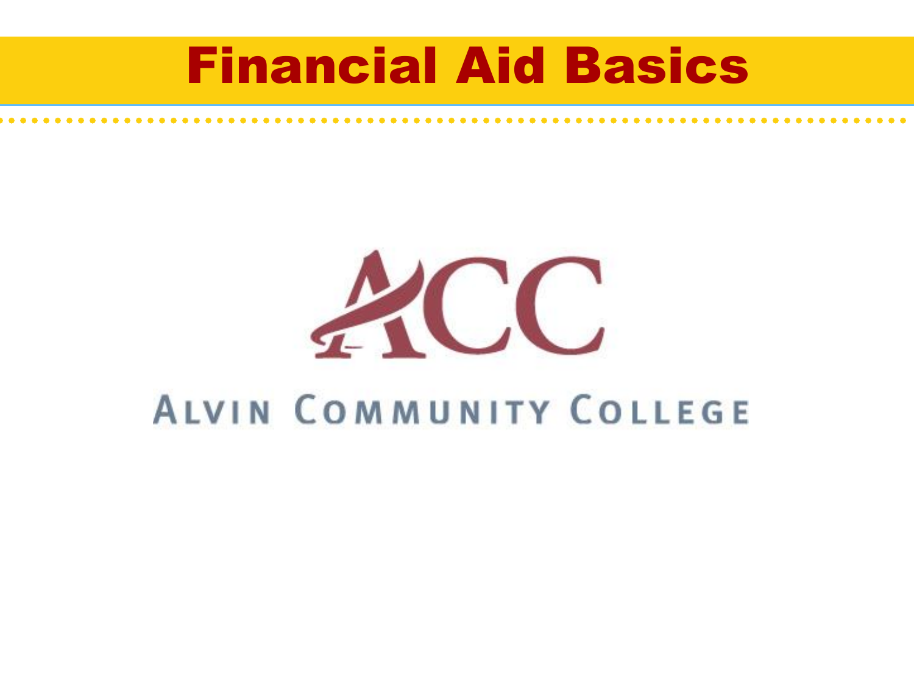# Financial Aid Basics

ACC

ALVIN COMMUNITY COLLEGE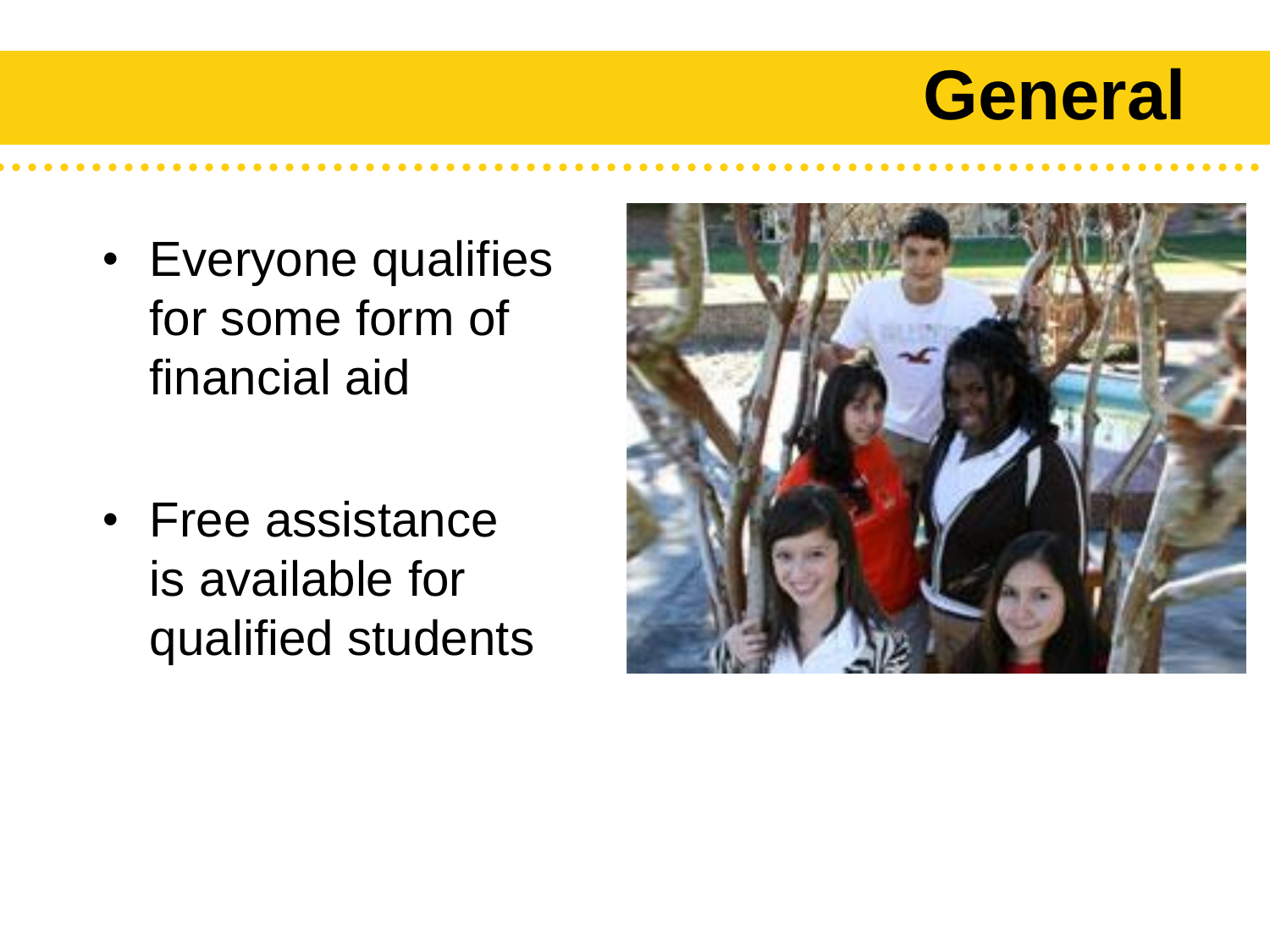# General

- Everyone qualifies for some form of financial aid
- Free assistance is available for qualified students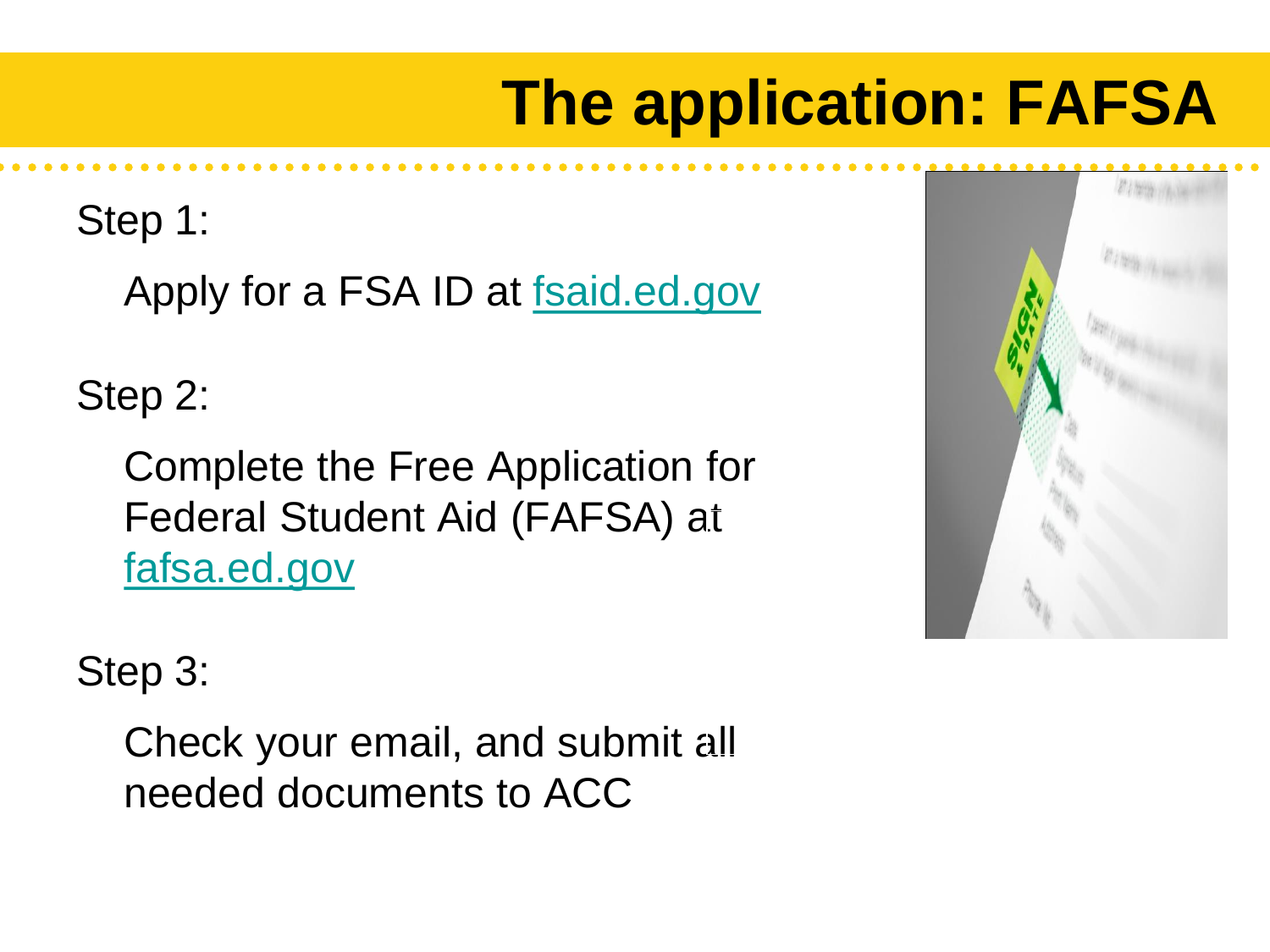# The application: FAFSA

Step 1:

Apply for a FSA ID at [fsaid.ed.gov](fsaid.ed.gov)

Step 2:

Complete the Free Application for Federal Student Aid (FAFSA) at [fafsa.ed.gov](fafsa.ed.gov)

Step 3:

Check your email, and submit all needed documents to ACC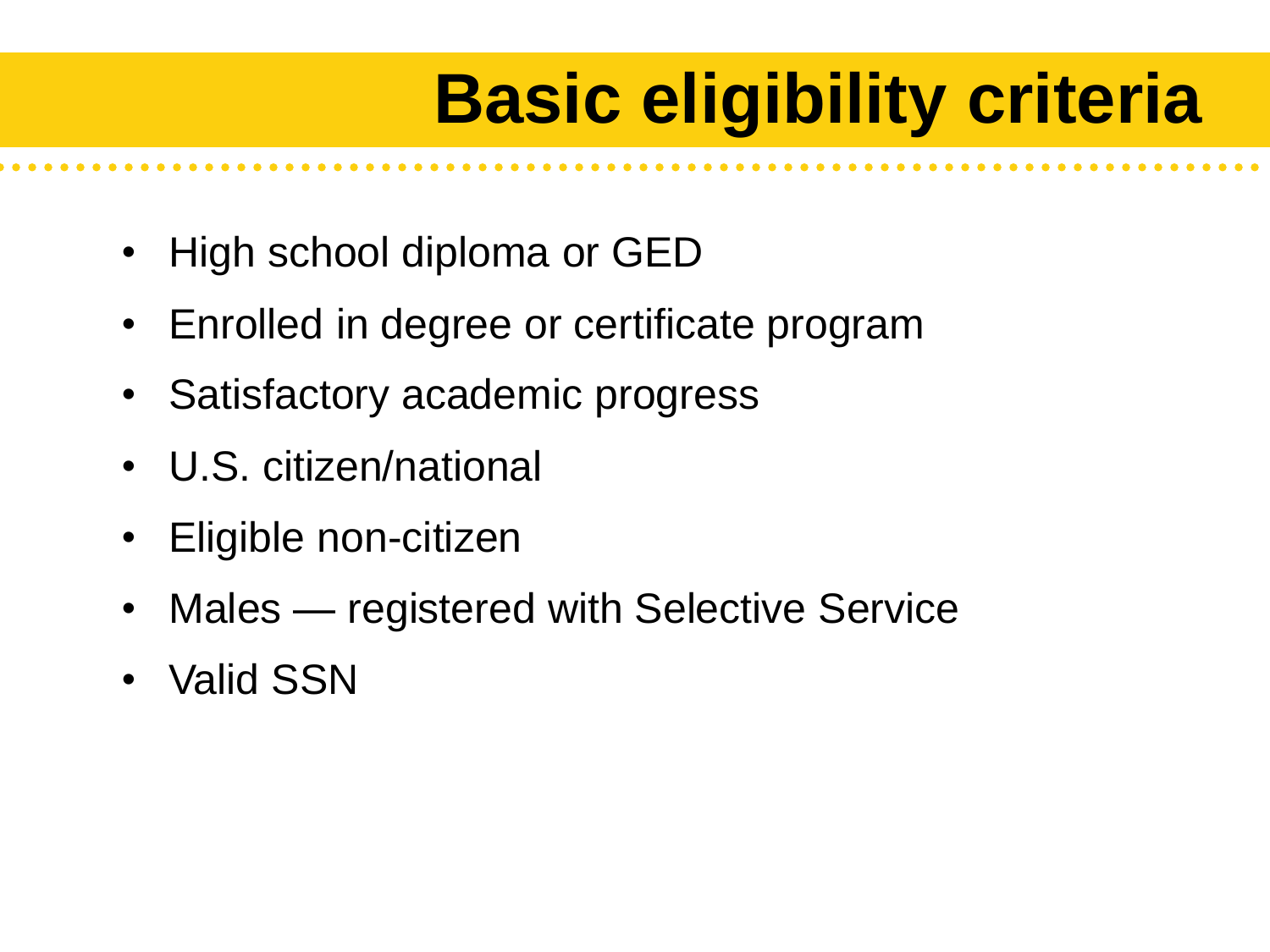# Basic eligibility criteria

- High school diploma or GED
- Enrolled in degree or certificate program
- Satisfactory academic progress
- U.S. citizen/national
- Eligible non-citizen
- Males — registered with Selective Service
- Valid SSN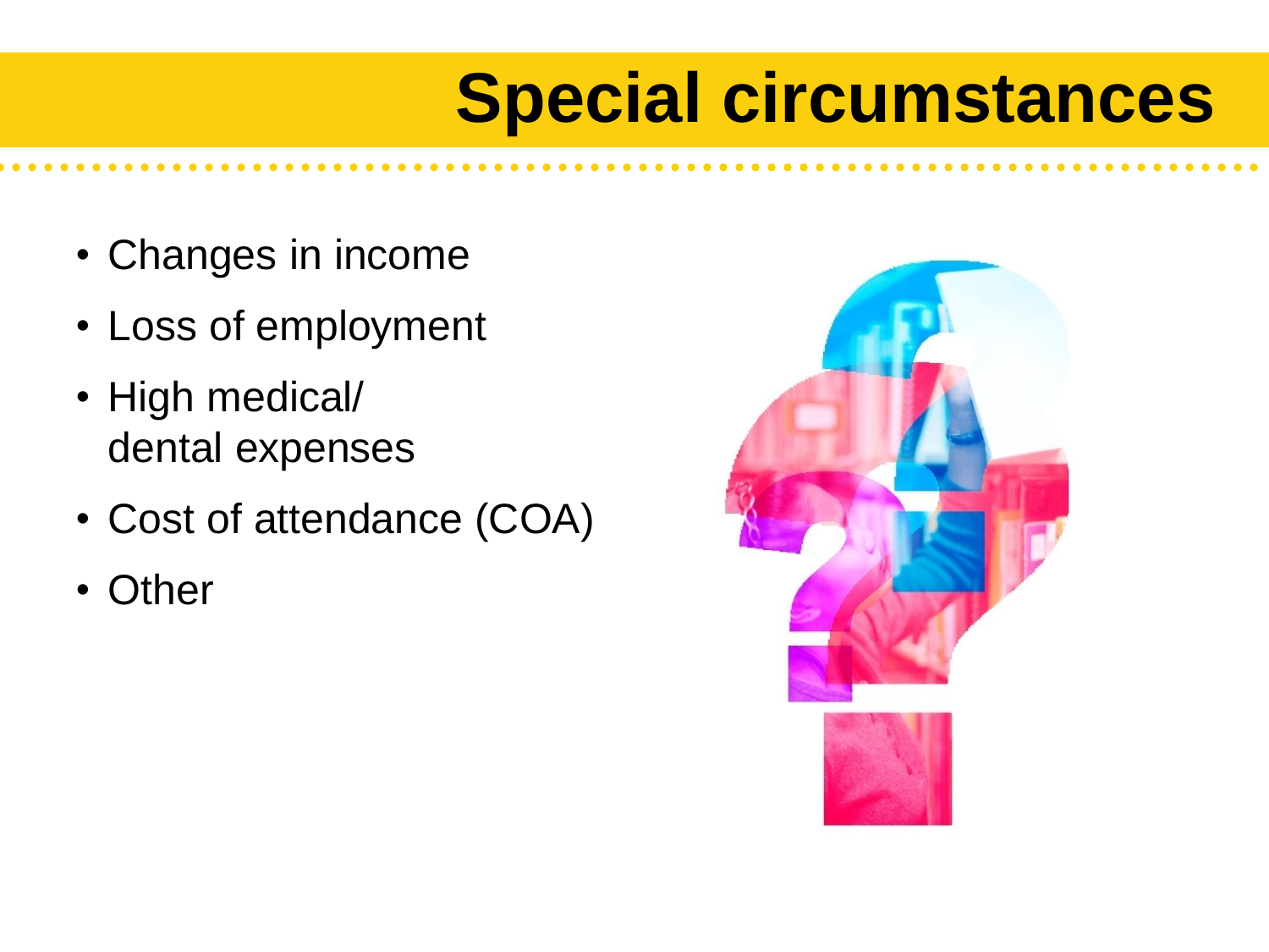# Special circumstances

- Changes in income
- Loss of employment
- High medical/ dental expenses
- Cost of attendance (COA)
- Other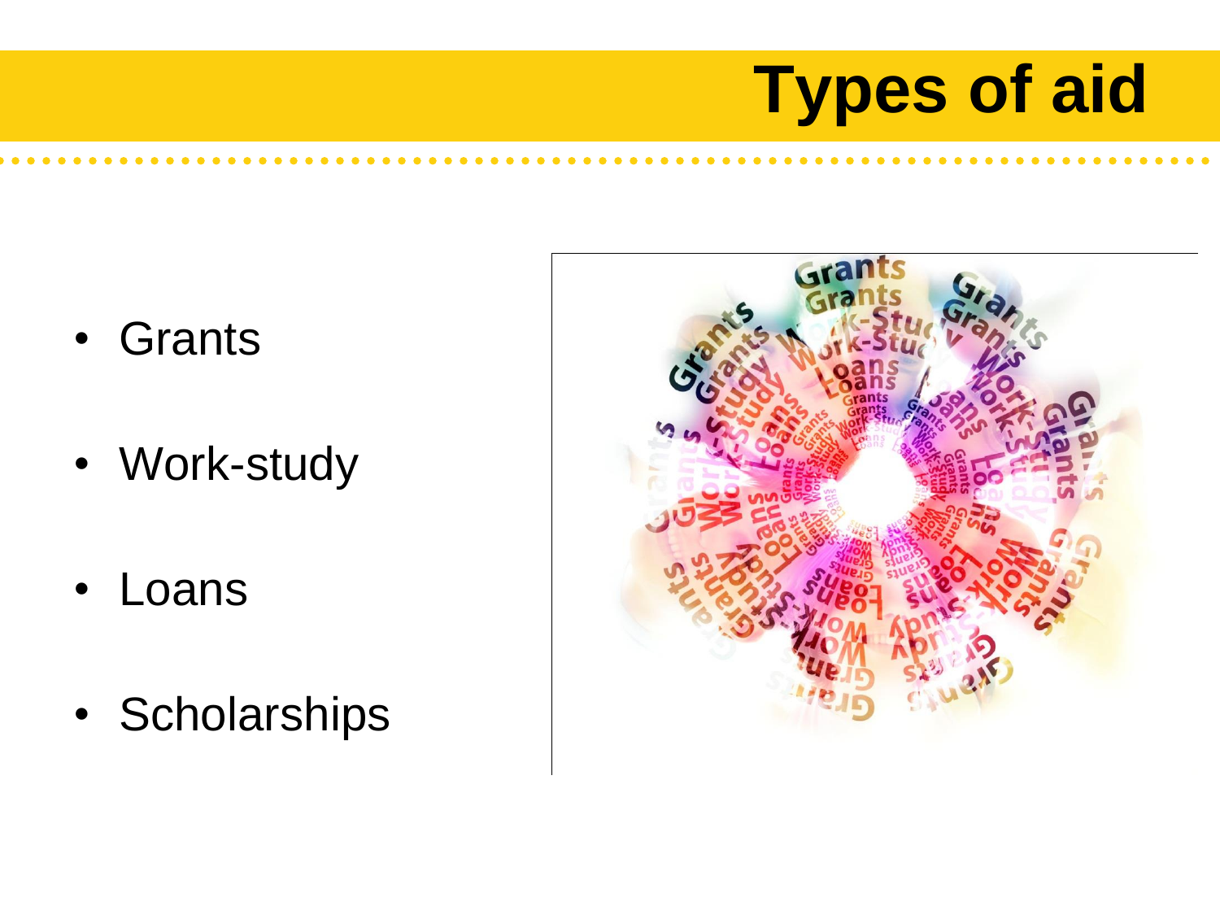# Types of aid

- Grants
- Work-study
- Loans
- Scholarships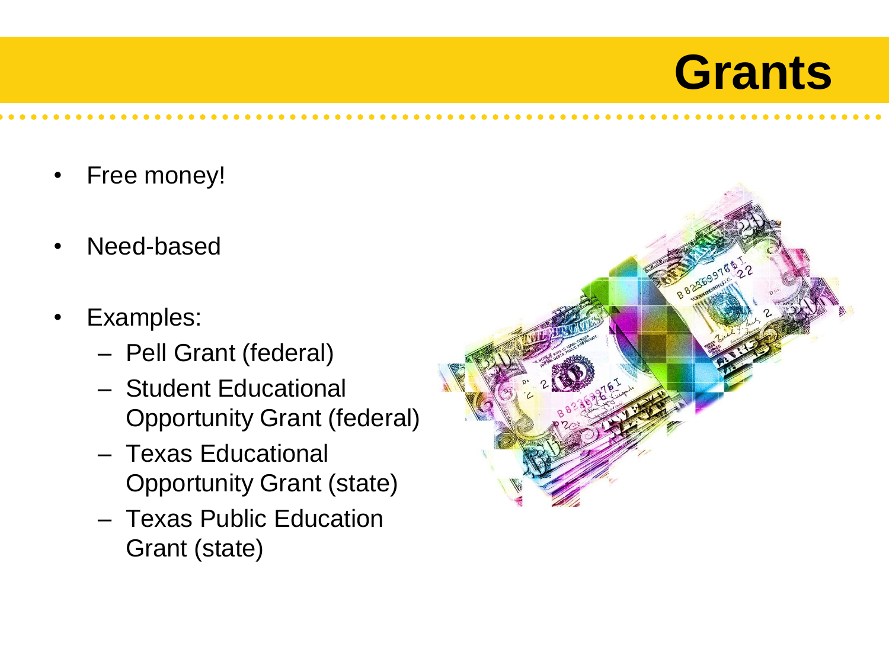# Grants

- Free money!
- Need-based
- Examples:
  - Pell Grant (federal)
  - Student Educational Opportunity Grant (federal)
  - Texas Educational Opportunity Grant (state)
  - Texas Public Education Grant (state)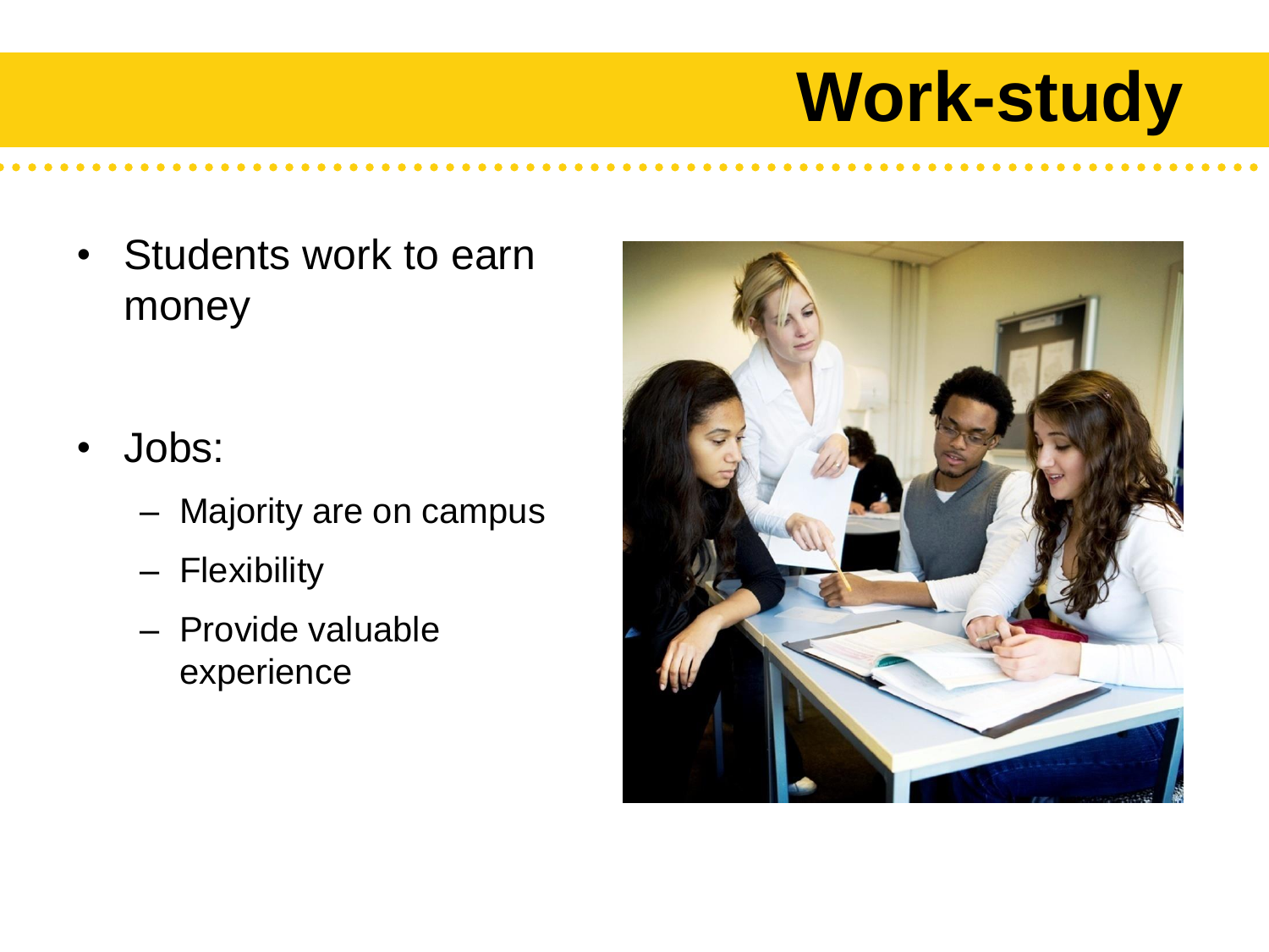# Work-study

- Students work to earn money

- Jobs:
  - Majority are on campus
  - Flexibility
  - Provide valuable experience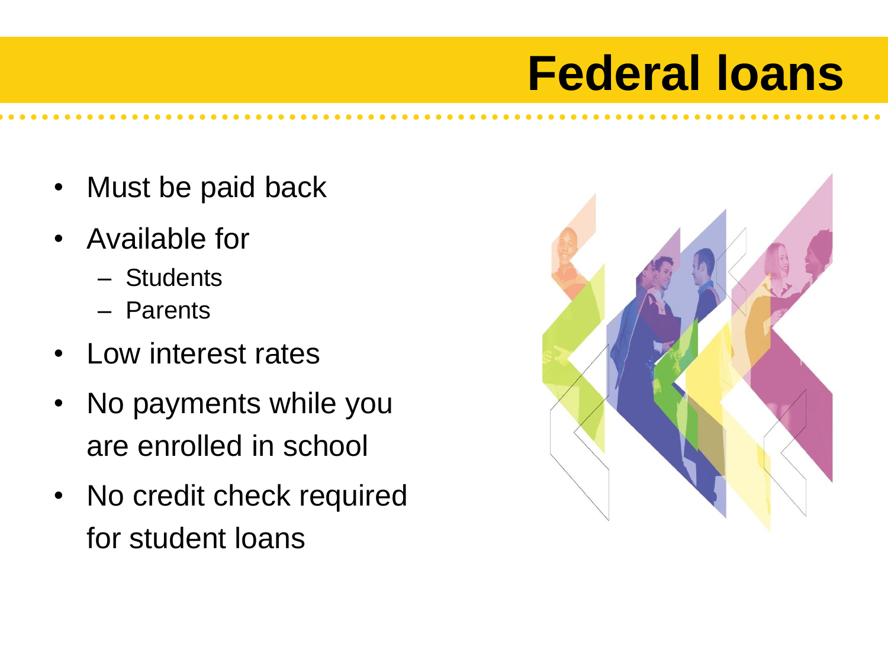# Federal loans

- Must be paid back
- Available for
  - Students
  - Parents
- Low interest rates
- No payments while you are enrolled in school
- No credit check required for student loans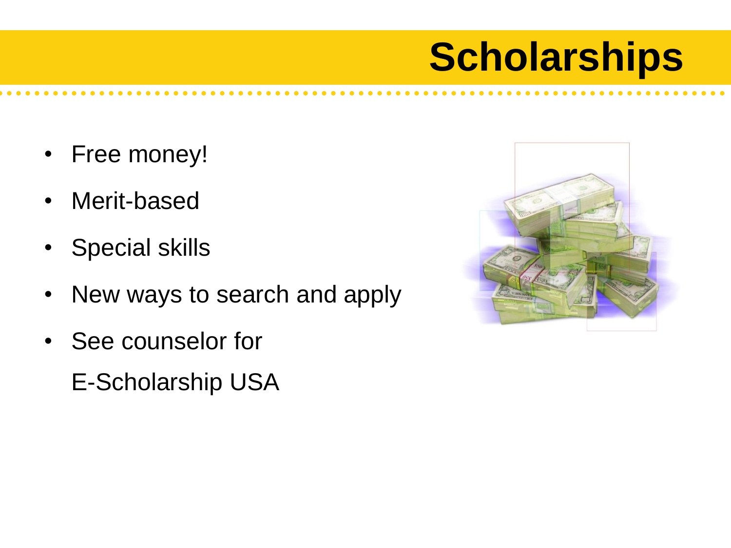# Scholarships

- Free money!
- Merit-based
- Special skills
- New ways to search and apply
- See counselor for

  E-Scholarship USA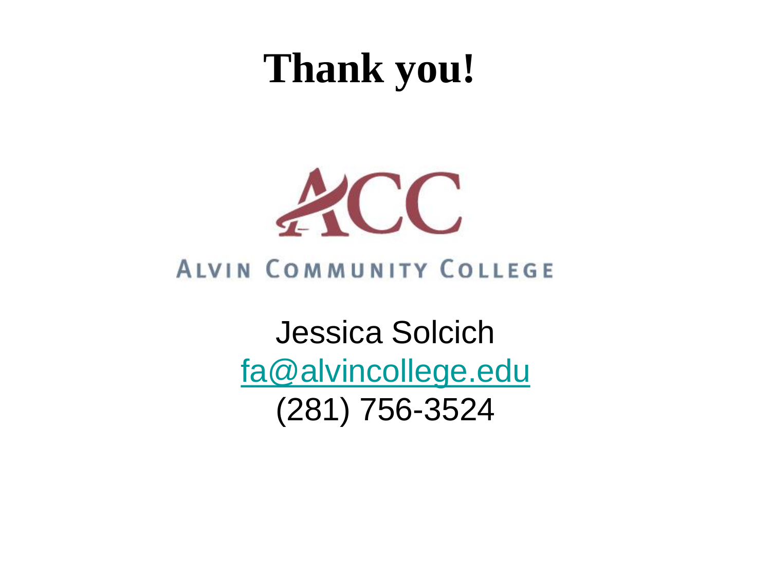# Thank you!

ACC

ALVIN COMMUNITY COLLEGE

Jessica Solcich

fa@alvincollege.edu

(281) 756-3524